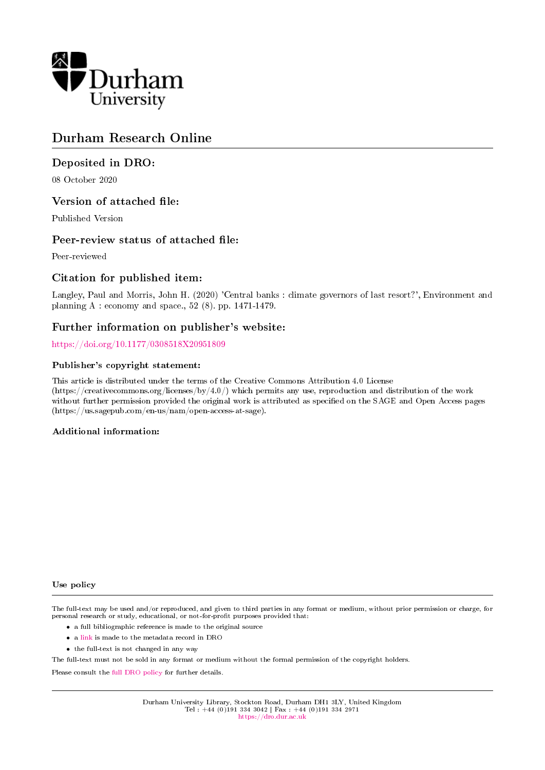Durham University

# Durham Research Online

## Deposited in DRO:

08 October 2020

## Version of attached file:

Published Version

## Peer-review status of attached file:

Peer-reviewed

## Citation for published item:

Langley, Paul and Morris, John H. (2020) 'Central banks : climate governors of last resort?', Environment and planning A : economy and space., 52 (8). pp. 1471-1479.

## Further information on publisher's website:

https://doi.org/10.1177/0308518X20951809

### Publisher's copyright statement:

This article is distributed under the terms of the Creative Commons Attribution 4.0 License (https://creativecommons.org/licenses/by/4.0/) which permits any use, reproduction and distribution of the work without further permission provided the original work is attributed as specified on the SAGE and Open Access pages (https://us.sagepub.com/en-us/nam/open-access-at-sage).

### Additional information:

### Use policy

The full-text may be used and/or reproduced, and given to third parties in any format or medium, without prior permission or charge, for personal research or study, educational, or not-for-profit purposes provided that:

- a full bibliographic reference is made to the original source
- a link is made to the metadata record in DRO
- the full-text is not changed in any way

The full-text must not be sold in any format or medium without the formal permission of the copyright holders.

Please consult the full DRO policy for further details.

Durham University Library, Stockton Road, Durham DH1 3LY, United Kingdom
Tel : +44 (0)191 334 3042 | Fax : +44 (0)191 334 2971
https://dro.dur.ac.uk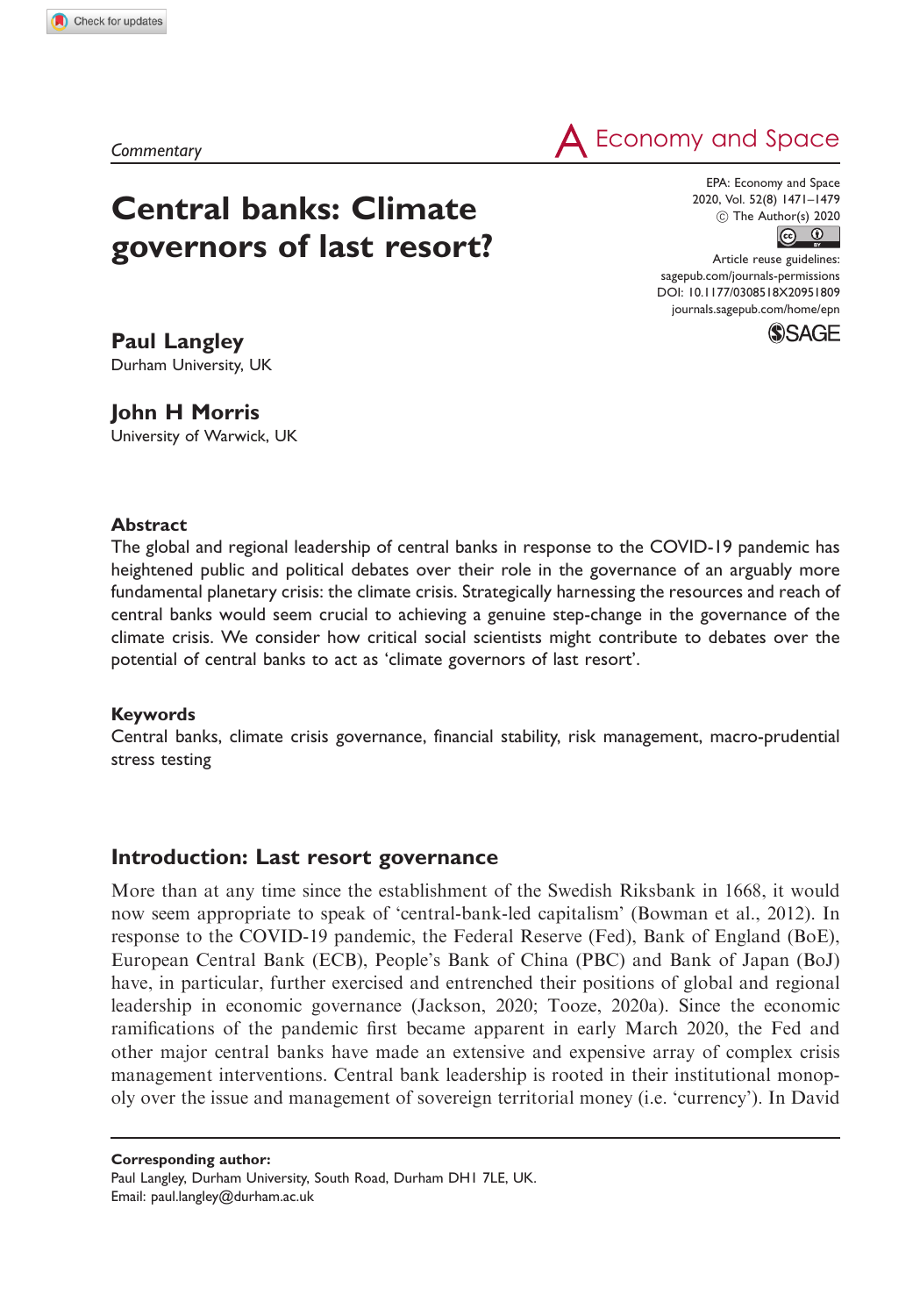*Commentary*

# Central banks: Climate governors of last resort?

**Paul Langley**
Durham University, UK

**John H Morris**
University of Warwick, UK

EPA: Economy and Space
2020, Vol. 52(8) 1471–1479
© The Author(s) 2020
Article reuse guidelines:
sagepub.com/journals-permissions
DOI: 10.1177/0308518X20951809
journals.sagepub.com/home/epn

### Abstract

The global and regional leadership of central banks in response to the COVID-19 pandemic has heightened public and political debates over their role in the governance of an arguably more fundamental planetary crisis: the climate crisis. Strategically harnessing the resources and reach of central banks would seem crucial to achieving a genuine step-change in the governance of the climate crisis. We consider how critical social scientists might contribute to debates over the potential of central banks to act as 'climate governors of last resort'.

### Keywords

Central banks, climate crisis governance, financial stability, risk management, macro-prudential stress testing

## Introduction: Last resort governance

More than at any time since the establishment of the Swedish Riksbank in 1668, it would now seem appropriate to speak of 'central-bank-led capitalism' (Bowman et al., 2012). In response to the COVID-19 pandemic, the Federal Reserve (Fed), Bank of England (BoE), European Central Bank (ECB), People's Bank of China (PBC) and Bank of Japan (BoJ) have, in particular, further exercised and entrenched their positions of global and regional leadership in economic governance (Jackson, 2020; Tooze, 2020a). Since the economic ramifications of the pandemic first became apparent in early March 2020, the Fed and other major central banks have made an extensive and expensive array of complex crisis management interventions. Central bank leadership is rooted in their institutional monopoly over the issue and management of sovereign territorial money (i.e. 'currency'). In David

**Corresponding author:**
Paul Langley, Durham University, South Road, Durham DH1 7LE, UK.
Email: paul.langley@durham.ac.uk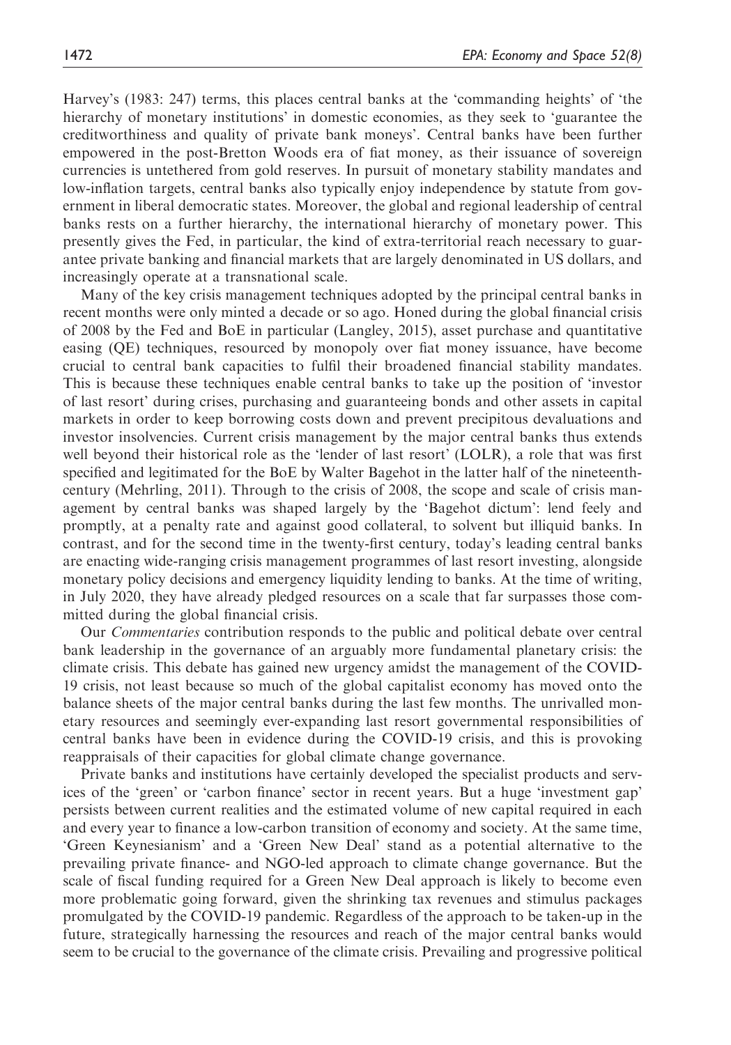Harvey's (1983: 247) terms, this places central banks at the 'commanding heights' of 'the hierarchy of monetary institutions' in domestic economies, as they seek to 'guarantee the creditworthiness and quality of private bank moneys'. Central banks have been further empowered in the post-Bretton Woods era of fiat money, as their issuance of sovereign currencies is untethered from gold reserves. In pursuit of monetary stability mandates and low-inflation targets, central banks also typically enjoy independence by statute from government in liberal democratic states. Moreover, the global and regional leadership of central banks rests on a further hierarchy, the international hierarchy of monetary power. This presently gives the Fed, in particular, the kind of extra-territorial reach necessary to guarantee private banking and financial markets that are largely denominated in US dollars, and increasingly operate at a transnational scale.

Many of the key crisis management techniques adopted by the principal central banks in recent months were only minted a decade or so ago. Honed during the global financial crisis of 2008 by the Fed and BoE in particular (Langley, 2015), asset purchase and quantitative easing (QE) techniques, resourced by monopoly over fiat money issuance, have become crucial to central bank capacities to fulfil their broadened financial stability mandates. This is because these techniques enable central banks to take up the position of 'investor of last resort' during crises, purchasing and guaranteeing bonds and other assets in capital markets in order to keep borrowing costs down and prevent precipitous devaluations and investor insolvencies. Current crisis management by the major central banks thus extends well beyond their historical role as the 'lender of last resort' (LOLR), a role that was first specified and legitimated for the BoE by Walter Bagehot in the latter half of the nineteenth-century (Mehrling, 2011). Through to the crisis of 2008, the scope and scale of crisis management by central banks was shaped largely by the 'Bagehot dictum': lend feely and promptly, at a penalty rate and against good collateral, to solvent but illiquid banks. In contrast, and for the second time in the twenty-first century, today's leading central banks are enacting wide-ranging crisis management programmes of last resort investing, alongside monetary policy decisions and emergency liquidity lending to banks. At the time of writing, in July 2020, they have already pledged resources on a scale that far surpasses those committed during the global financial crisis.

Our *Commentaries* contribution responds to the public and political debate over central bank leadership in the governance of an arguably more fundamental planetary crisis: the climate crisis. This debate has gained new urgency amidst the management of the COVID-19 crisis, not least because so much of the global capitalist economy has moved onto the balance sheets of the major central banks during the last few months. The unrivalled monetary resources and seemingly ever-expanding last resort governmental responsibilities of central banks have been in evidence during the COVID-19 crisis, and this is provoking reappraisals of their capacities for global climate change governance.

Private banks and institutions have certainly developed the specialist products and services of the 'green' or 'carbon finance' sector in recent years. But a huge 'investment gap' persists between current realities and the estimated volume of new capital required in each and every year to finance a low-carbon transition of economy and society. At the same time, 'Green Keynesianism' and a 'Green New Deal' stand as a potential alternative to the prevailing private finance- and NGO-led approach to climate change governance. But the scale of fiscal funding required for a Green New Deal approach is likely to become even more problematic going forward, given the shrinking tax revenues and stimulus packages promulgated by the COVID-19 pandemic. Regardless of the approach to be taken-up in the future, strategically harnessing the resources and reach of the major central banks would seem to be crucial to the governance of the climate crisis. Prevailing and progressive political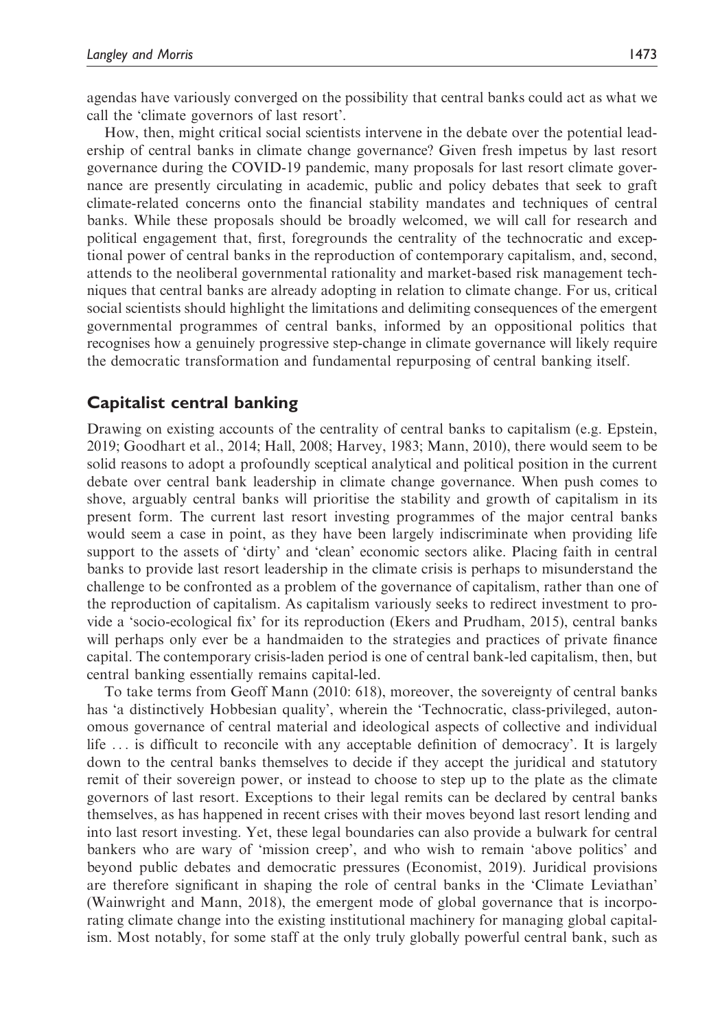agendas have variously converged on the possibility that central banks could act as what we call the 'climate governors of last resort'.

How, then, might critical social scientists intervene in the debate over the potential leadership of central banks in climate change governance? Given fresh impetus by last resort governance during the COVID-19 pandemic, many proposals for last resort climate governance are presently circulating in academic, public and policy debates that seek to graft climate-related concerns onto the financial stability mandates and techniques of central banks. While these proposals should be broadly welcomed, we will call for research and political engagement that, first, foregrounds the centrality of the technocratic and exceptional power of central banks in the reproduction of contemporary capitalism, and, second, attends to the neoliberal governmental rationality and market-based risk management techniques that central banks are already adopting in relation to climate change. For us, critical social scientists should highlight the limitations and delimiting consequences of the emergent governmental programmes of central banks, informed by an oppositional politics that recognises how a genuinely progressive step-change in climate governance will likely require the democratic transformation and fundamental repurposing of central banking itself.

## Capitalist central banking

Drawing on existing accounts of the centrality of central banks to capitalism (e.g. Epstein, 2019; Goodhart et al., 2014; Hall, 2008; Harvey, 1983; Mann, 2010), there would seem to be solid reasons to adopt a profoundly sceptical analytical and political position in the current debate over central bank leadership in climate change governance. When push comes to shove, arguably central banks will prioritise the stability and growth of capitalism in its present form. The current last resort investing programmes of the major central banks would seem a case in point, as they have been largely indiscriminate when providing life support to the assets of 'dirty' and 'clean' economic sectors alike. Placing faith in central banks to provide last resort leadership in the climate crisis is perhaps to misunderstand the challenge to be confronted as a problem of the governance of capitalism, rather than one of the reproduction of capitalism. As capitalism variously seeks to redirect investment to provide a 'socio-ecological fix' for its reproduction (Ekers and Prudham, 2015), central banks will perhaps only ever be a handmaiden to the strategies and practices of private finance capital. The contemporary crisis-laden period is one of central bank-led capitalism, then, but central banking essentially remains capital-led.

To take terms from Geoff Mann (2010: 618), moreover, the sovereignty of central banks has 'a distinctively Hobbesian quality', wherein the 'Technocratic, class-privileged, autonomous governance of central material and ideological aspects of collective and individual life ... is difficult to reconcile with any acceptable definition of democracy'. It is largely down to the central banks themselves to decide if they accept the juridical and statutory remit of their sovereign power, or instead to choose to step up to the plate as the climate governors of last resort. Exceptions to their legal remits can be declared by central banks themselves, as has happened in recent crises with their moves beyond last resort lending and into last resort investing. Yet, these legal boundaries can also provide a bulwark for central bankers who are wary of 'mission creep', and who wish to remain 'above politics' and beyond public debates and democratic pressures (Economist, 2019). Juridical provisions are therefore significant in shaping the role of central banks in the 'Climate Leviathan' (Wainwright and Mann, 2018), the emergent mode of global governance that is incorporating climate change into the existing institutional machinery for managing global capitalism. Most notably, for some staff at the only truly globally powerful central bank, such as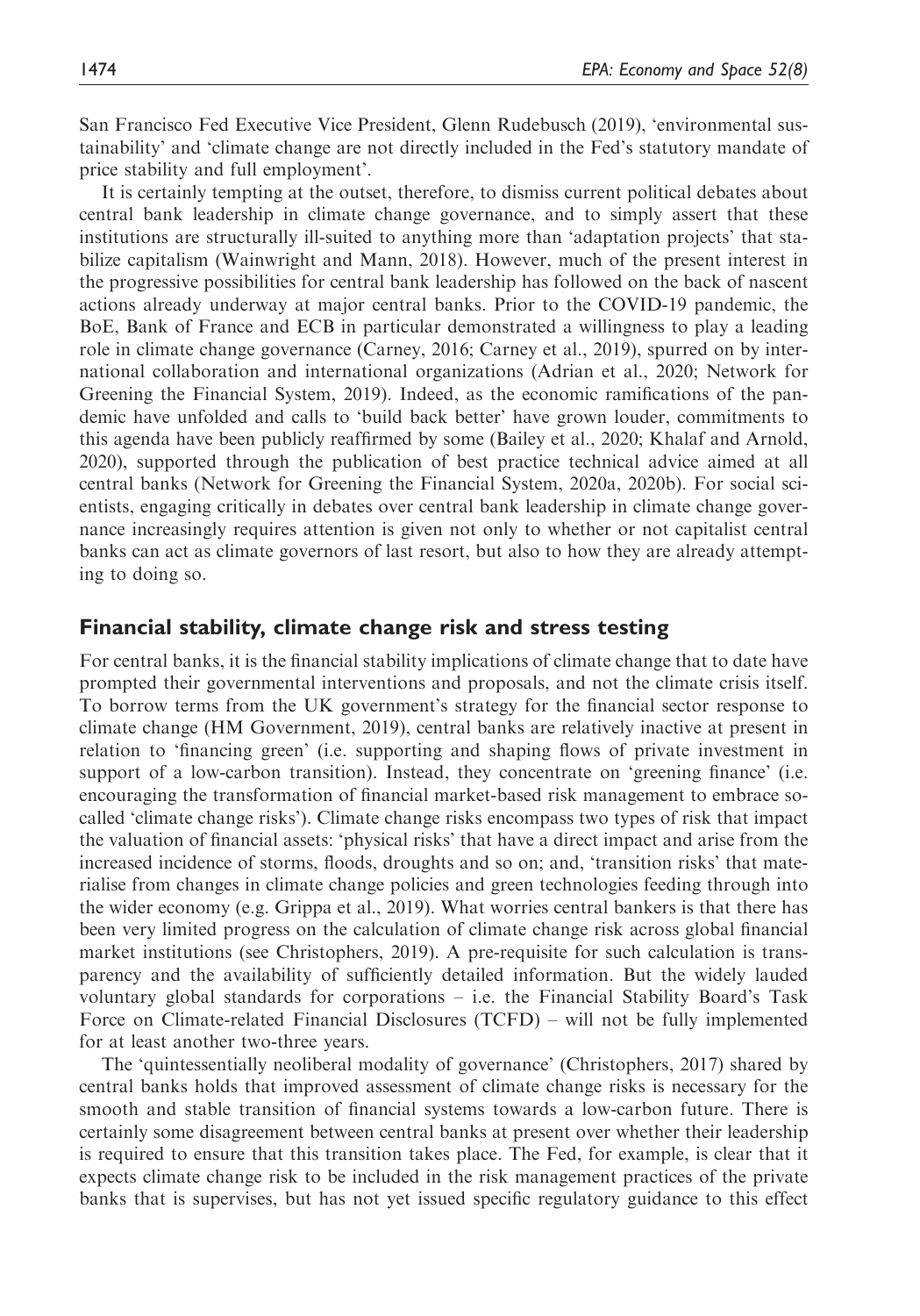San Francisco Fed Executive Vice President, Glenn Rudebusch (2019), 'environmental sustainability' and 'climate change are not directly included in the Fed's statutory mandate of price stability and full employment'.

It is certainly tempting at the outset, therefore, to dismiss current political debates about central bank leadership in climate change governance, and to simply assert that these institutions are structurally ill-suited to anything more than 'adaptation projects' that stabilize capitalism (Wainwright and Mann, 2018). However, much of the present interest in the progressive possibilities for central bank leadership has followed on the back of nascent actions already underway at major central banks. Prior to the COVID-19 pandemic, the BoE, Bank of France and ECB in particular demonstrated a willingness to play a leading role in climate change governance (Carney, 2016; Carney et al., 2019), spurred on by international collaboration and international organizations (Adrian et al., 2020; Network for Greening the Financial System, 2019). Indeed, as the economic ramifications of the pandemic have unfolded and calls to 'build back better' have grown louder, commitments to this agenda have been publicly reaffirmed by some (Bailey et al., 2020; Khalaf and Arnold, 2020), supported through the publication of best practice technical advice aimed at all central banks (Network for Greening the Financial System, 2020a, 2020b). For social scientists, engaging critically in debates over central bank leadership in climate change governance increasingly requires attention is given not only to whether or not capitalist central banks can act as climate governors of last resort, but also to how they are already attempting to doing so.

## Financial stability, climate change risk and stress testing

For central banks, it is the financial stability implications of climate change that to date have prompted their governmental interventions and proposals, and not the climate crisis itself. To borrow terms from the UK government's strategy for the financial sector response to climate change (HM Government, 2019), central banks are relatively inactive at present in relation to 'financing green' (i.e. supporting and shaping flows of private investment in support of a low-carbon transition). Instead, they concentrate on 'greening finance' (i.e. encouraging the transformation of financial market-based risk management to embrace so-called 'climate change risks'). Climate change risks encompass two types of risk that impact the valuation of financial assets: 'physical risks' that have a direct impact and arise from the increased incidence of storms, floods, droughts and so on; and, 'transition risks' that materialise from changes in climate change policies and green technologies feeding through into the wider economy (e.g. Grippa et al., 2019). What worries central bankers is that there has been very limited progress on the calculation of climate change risk across global financial market institutions (see Christophers, 2019). A pre-requisite for such calculation is transparency and the availability of sufficiently detailed information. But the widely lauded voluntary global standards for corporations – i.e. the Financial Stability Board's Task Force on Climate-related Financial Disclosures (TCFD) – will not be fully implemented for at least another two-three years.

The 'quintessentially neoliberal modality of governance' (Christophers, 2017) shared by central banks holds that improved assessment of climate change risks is necessary for the smooth and stable transition of financial systems towards a low-carbon future. There is certainly some disagreement between central banks at present over whether their leadership is required to ensure that this transition takes place. The Fed, for example, is clear that it expects climate change risk to be included in the risk management practices of the private banks that is supervises, but has not yet issued specific regulatory guidance to this effect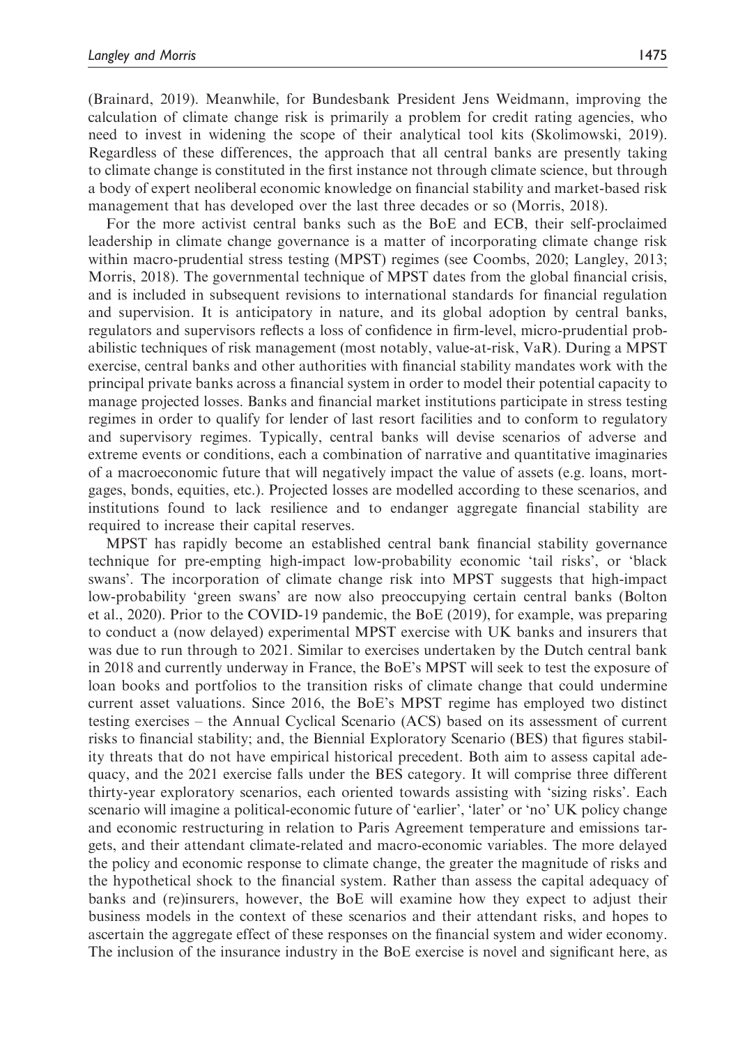(Brainard, 2019). Meanwhile, for Bundesbank President Jens Weidmann, improving the calculation of climate change risk is primarily a problem for credit rating agencies, who need to invest in widening the scope of their analytical tool kits (Skolimowski, 2019). Regardless of these differences, the approach that all central banks are presently taking to climate change is constituted in the first instance not through climate science, but through a body of expert neoliberal economic knowledge on financial stability and market-based risk management that has developed over the last three decades or so (Morris, 2018).

For the more activist central banks such as the BoE and ECB, their self-proclaimed leadership in climate change governance is a matter of incorporating climate change risk within macro-prudential stress testing (MPST) regimes (see Coombs, 2020; Langley, 2013; Morris, 2018). The governmental technique of MPST dates from the global financial crisis, and is included in subsequent revisions to international standards for financial regulation and supervision. It is anticipatory in nature, and its global adoption by central banks, regulators and supervisors reflects a loss of confidence in firm-level, micro-prudential probabilistic techniques of risk management (most notably, value-at-risk, VaR). During a MPST exercise, central banks and other authorities with financial stability mandates work with the principal private banks across a financial system in order to model their potential capacity to manage projected losses. Banks and financial market institutions participate in stress testing regimes in order to qualify for lender of last resort facilities and to conform to regulatory and supervisory regimes. Typically, central banks will devise scenarios of adverse and extreme events or conditions, each a combination of narrative and quantitative imaginaries of a macroeconomic future that will negatively impact the value of assets (e.g. loans, mortgages, bonds, equities, etc.). Projected losses are modelled according to these scenarios, and institutions found to lack resilience and to endanger aggregate financial stability are required to increase their capital reserves.

MPST has rapidly become an established central bank financial stability governance technique for pre-empting high-impact low-probability economic 'tail risks', or 'black swans'. The incorporation of climate change risk into MPST suggests that high-impact low-probability 'green swans' are now also preoccupying certain central banks (Bolton et al., 2020). Prior to the COVID-19 pandemic, the BoE (2019), for example, was preparing to conduct a (now delayed) experimental MPST exercise with UK banks and insurers that was due to run through to 2021. Similar to exercises undertaken by the Dutch central bank in 2018 and currently underway in France, the BoE's MPST will seek to test the exposure of loan books and portfolios to the transition risks of climate change that could undermine current asset valuations. Since 2016, the BoE's MPST regime has employed two distinct testing exercises – the Annual Cyclical Scenario (ACS) based on its assessment of current risks to financial stability; and, the Biennial Exploratory Scenario (BES) that figures stability threats that do not have empirical historical precedent. Both aim to assess capital adequacy, and the 2021 exercise falls under the BES category. It will comprise three different thirty-year exploratory scenarios, each oriented towards assisting with 'sizing risks'. Each scenario will imagine a political-economic future of 'earlier', 'later' or 'no' UK policy change and economic restructuring in relation to Paris Agreement temperature and emissions targets, and their attendant climate-related and macro-economic variables. The more delayed the policy and economic response to climate change, the greater the magnitude of risks and the hypothetical shock to the financial system. Rather than assess the capital adequacy of banks and (re)insurers, however, the BoE will examine how they expect to adjust their business models in the context of these scenarios and their attendant risks, and hopes to ascertain the aggregate effect of these responses on the financial system and wider economy. The inclusion of the insurance industry in the BoE exercise is novel and significant here, as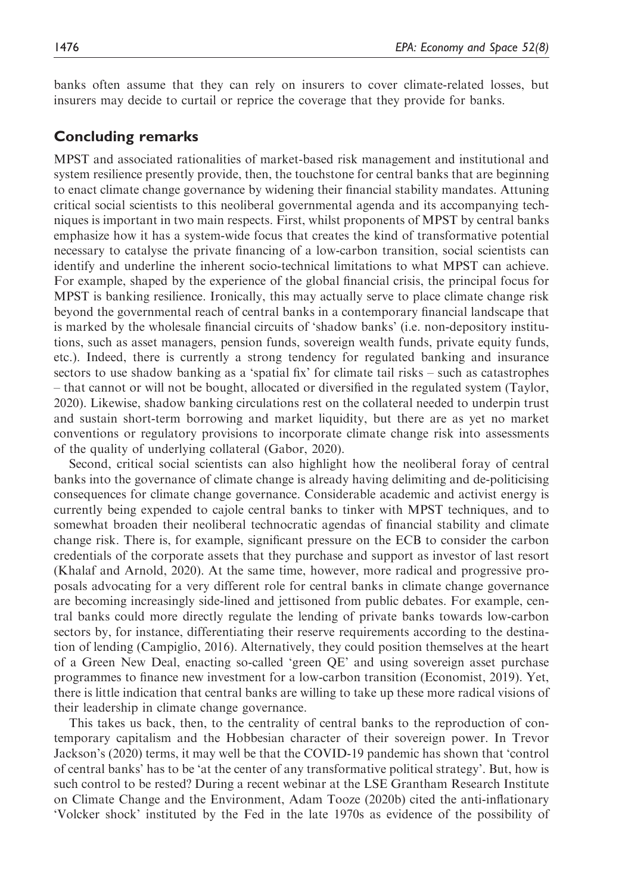banks often assume that they can rely on insurers to cover climate-related losses, but insurers may decide to curtail or reprice the coverage that they provide for banks.

## Concluding remarks

MPST and associated rationalities of market-based risk management and institutional and system resilience presently provide, then, the touchstone for central banks that are beginning to enact climate change governance by widening their financial stability mandates. Attuning critical social scientists to this neoliberal governmental agenda and its accompanying techniques is important in two main respects. First, whilst proponents of MPST by central banks emphasize how it has a system-wide focus that creates the kind of transformative potential necessary to catalyse the private financing of a low-carbon transition, social scientists can identify and underline the inherent socio-technical limitations to what MPST can achieve. For example, shaped by the experience of the global financial crisis, the principal focus for MPST is banking resilience. Ironically, this may actually serve to place climate change risk beyond the governmental reach of central banks in a contemporary financial landscape that is marked by the wholesale financial circuits of 'shadow banks' (i.e. non-depository institutions, such as asset managers, pension funds, sovereign wealth funds, private equity funds, etc.). Indeed, there is currently a strong tendency for regulated banking and insurance sectors to use shadow banking as a 'spatial fix' for climate tail risks – such as catastrophes – that cannot or will not be bought, allocated or diversified in the regulated system (Taylor, 2020). Likewise, shadow banking circulations rest on the collateral needed to underpin trust and sustain short-term borrowing and market liquidity, but there are as yet no market conventions or regulatory provisions to incorporate climate change risk into assessments of the quality of underlying collateral (Gabor, 2020).

Second, critical social scientists can also highlight how the neoliberal foray of central banks into the governance of climate change is already having delimiting and de-politicising consequences for climate change governance. Considerable academic and activist energy is currently being expended to cajole central banks to tinker with MPST techniques, and to somewhat broaden their neoliberal technocratic agendas of financial stability and climate change risk. There is, for example, significant pressure on the ECB to consider the carbon credentials of the corporate assets that they purchase and support as investor of last resort (Khalaf and Arnold, 2020). At the same time, however, more radical and progressive proposals advocating for a very different role for central banks in climate change governance are becoming increasingly side-lined and jettisoned from public debates. For example, central banks could more directly regulate the lending of private banks towards low-carbon sectors by, for instance, differentiating their reserve requirements according to the destination of lending (Campiglio, 2016). Alternatively, they could position themselves at the heart of a Green New Deal, enacting so-called 'green QE' and using sovereign asset purchase programmes to finance new investment for a low-carbon transition (Economist, 2019). Yet, there is little indication that central banks are willing to take up these more radical visions of their leadership in climate change governance.

This takes us back, then, to the centrality of central banks to the reproduction of contemporary capitalism and the Hobbesian character of their sovereign power. In Trevor Jackson's (2020) terms, it may well be that the COVID-19 pandemic has shown that 'control of central banks' has to be 'at the center of any transformative political strategy'. But, how is such control to be rested? During a recent webinar at the LSE Grantham Research Institute on Climate Change and the Environment, Adam Tooze (2020b) cited the anti-inflationary 'Volcker shock' instituted by the Fed in the late 1970s as evidence of the possibility of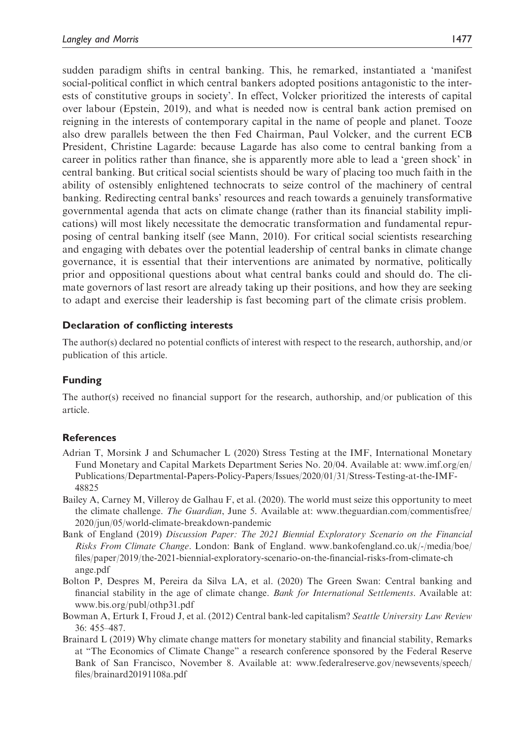sudden paradigm shifts in central banking. This, he remarked, instantiated a 'manifest social-political conflict in which central bankers adopted positions antagonistic to the interests of constitutive groups in society'. In effect, Volcker prioritized the interests of capital over labour (Epstein, 2019), and what is needed now is central bank action premised on reigning in the interests of contemporary capital in the name of people and planet. Tooze also drew parallels between the then Fed Chairman, Paul Volcker, and the current ECB President, Christine Lagarde: because Lagarde has also come to central banking from a career in politics rather than finance, she is apparently more able to lead a 'green shock' in central banking. But critical social scientists should be wary of placing too much faith in the ability of ostensibly enlightened technocrats to seize control of the machinery of central banking. Redirecting central banks' resources and reach towards a genuinely transformative governmental agenda that acts on climate change (rather than its financial stability implications) will most likely necessitate the democratic transformation and fundamental repurposing of central banking itself (see Mann, 2010). For critical social scientists researching and engaging with debates over the potential leadership of central banks in climate change governance, it is essential that their interventions are animated by normative, politically prior and oppositional questions about what central banks could and should do. The climate governors of last resort are already taking up their positions, and how they are seeking to adapt and exercise their leadership is fast becoming part of the climate crisis problem.

## Declaration of conflicting interests

The author(s) declared no potential conflicts of interest with respect to the research, authorship, and/or publication of this article.

## Funding

The author(s) received no financial support for the research, authorship, and/or publication of this article.

## References

Adrian T, Morsink J and Schumacher L (2020) Stress Testing at the IMF, International Monetary Fund Monetary and Capital Markets Department Series No. 20/04. Available at: www.imf.org/en/Publications/Departmental-Papers-Policy-Papers/Issues/2020/01/31/Stress-Testing-at-the-IMF-48825

Bailey A, Carney M, Villeroy de Galhau F, et al. (2020). The world must seize this opportunity to meet the climate challenge. *The Guardian*, June 5. Available at: www.theguardian.com/commentisfree/2020/jun/05/world-climate-breakdown-pandemic

Bank of England (2019) *Discussion Paper: The 2021 Biennial Exploratory Scenario on the Financial Risks From Climate Change*. London: Bank of England. www.bankofengland.co.uk/-/media/boe/files/paper/2019/the-2021-biennial-exploratory-scenario-on-the-financial-risks-from-climate-change.pdf

Bolton P, Despres M, Pereira da Silva LA, et al. (2020) The Green Swan: Central banking and financial stability in the age of climate change. *Bank for International Settlements*. Available at: www.bis.org/publ/othp31.pdf

Bowman A, Erturk I, Froud J, et al. (2012) Central bank-led capitalism? *Seattle University Law Review* 36: 455–487.

Brainard L (2019) Why climate change matters for monetary stability and financial stability, Remarks at "The Economics of Climate Change" a research conference sponsored by the Federal Reserve Bank of San Francisco, November 8. Available at: www.federalreserve.gov/newsevents/speech/files/brainard20191108a.pdf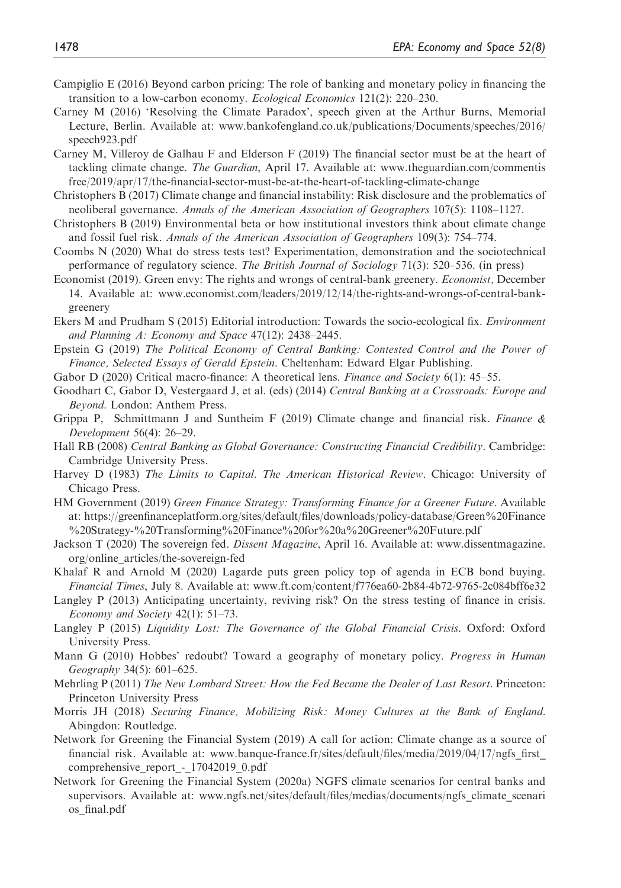Campiglio E (2016) Beyond carbon pricing: The role of banking and monetary policy in financing the transition to a low-carbon economy. *Ecological Economics* 121(2): 220–230.

Carney M (2016) 'Resolving the Climate Paradox', speech given at the Arthur Burns, Memorial Lecture, Berlin. Available at: www.bankofengland.co.uk/publications/Documents/speeches/2016/speech923.pdf

Carney M, Villeroy de Galhau F and Elderson F (2019) The financial sector must be at the heart of tackling climate change. *The Guardian*, April 17. Available at: www.theguardian.com/commentisfree/2019/apr/17/the-financial-sector-must-be-at-the-heart-of-tackling-climate-change

Christophers B (2017) Climate change and financial instability: Risk disclosure and the problematics of neoliberal governance. *Annals of the American Association of Geographers* 107(5): 1108–1127.

Christophers B (2019) Environmental beta or how institutional investors think about climate change and fossil fuel risk. *Annals of the American Association of Geographers* 109(3): 754–774.

Coombs N (2020) What do stress tests test? Experimentation, demonstration and the sociotechnical performance of regulatory science. *The British Journal of Sociology* 71(3): 520–536. (in press)

Economist (2019). Green envy: The rights and wrongs of central-bank greenery. *Economist*, December 14. Available at: www.economist.com/leaders/2019/12/14/the-rights-and-wrongs-of-central-bank-greenery

Ekers M and Prudham S (2015) Editorial introduction: Towards the socio-ecological fix. *Environment and Planning A: Economy and Space* 47(12): 2438–2445.

Epstein G (2019) *The Political Economy of Central Banking: Contested Control and the Power of Finance, Selected Essays of Gerald Epstein*. Cheltenham: Edward Elgar Publishing.

Gabor D (2020) Critical macro-finance: A theoretical lens. *Finance and Society* 6(1): 45–55.

Goodhart C, Gabor D, Vestergaard J, et al. (eds) (2014) *Central Banking at a Crossroads: Europe and Beyond*. London: Anthem Press.

Grippa P, Schmittmann J and Suntheim F (2019) Climate change and financial risk. *Finance & Development* 56(4): 26–29.

Hall RB (2008) *Central Banking as Global Governance: Constructing Financial Credibility*. Cambridge: Cambridge University Press.

Harvey D (1983) *The Limits to Capital*. *The American Historical Review*. Chicago: University of Chicago Press.

HM Government (2019) *Green Finance Strategy: Transforming Finance for a Greener Future*. Available at: https://greenfinanceplatform.org/sites/default/files/downloads/policy-database/Green%20Finance%20Strategy-%20Transforming%20Finance%20for%20a%20Greener%20Future.pdf

Jackson T (2020) The sovereign fed. *Dissent Magazine*, April 16. Available at: www.dissentmagazine.org/online_articles/the-sovereign-fed

Khalaf R and Arnold M (2020) Lagarde puts green policy top of agenda in ECB bond buying. *Financial Times*, July 8. Available at: www.ft.com/content/f776ea60-2b84-4b72-9765-2c084bff6e32

Langley P (2013) Anticipating uncertainty, reviving risk? On the stress testing of finance in crisis. *Economy and Society* 42(1): 51–73.

Langley P (2015) *Liquidity Lost: The Governance of the Global Financial Crisis*. Oxford: Oxford University Press.

Mann G (2010) Hobbes' redoubt? Toward a geography of monetary policy. *Progress in Human Geography* 34(5): 601–625.

Mehrling P (2011) *The New Lombard Street: How the Fed Became the Dealer of Last Resort*. Princeton: Princeton University Press

Morris JH (2018) *Securing Finance, Mobilizing Risk: Money Cultures at the Bank of England*. Abingdon: Routledge.

Network for Greening the Financial System (2019) A call for action: Climate change as a source of financial risk. Available at: www.banque-france.fr/sites/default/files/media/2019/04/17/ngfs_first_comprehensive_report_-_17042019_0.pdf

Network for Greening the Financial System (2020a) NGFS climate scenarios for central banks and supervisors. Available at: www.ngfs.net/sites/default/files/medias/documents/ngfs_climate_scenarios_final.pdf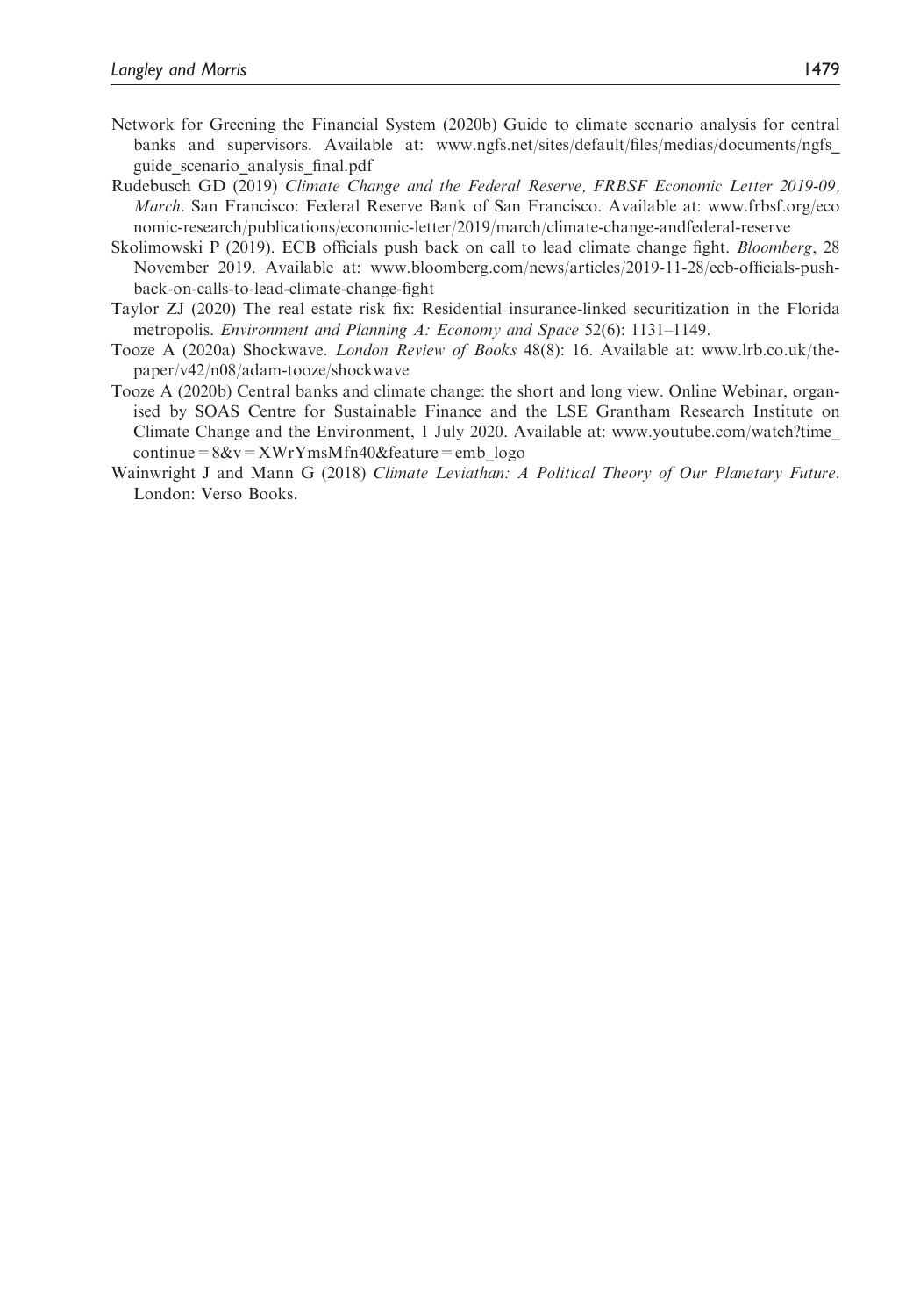Network for Greening the Financial System (2020b) Guide to climate scenario analysis for central banks and supervisors. Available at: www.ngfs.net/sites/default/files/medias/documents/ngfs_guide_scenario_analysis_final.pdf

Rudebusch GD (2019) *Climate Change and the Federal Reserve, FRBSF Economic Letter 2019-09, March*. San Francisco: Federal Reserve Bank of San Francisco. Available at: www.frbsf.org/economic-research/publications/economic-letter/2019/march/climate-change-andfederal-reserve

Skolimowski P (2019). ECB officials push back on call to lead climate change fight. *Bloomberg*, 28 November 2019. Available at: www.bloomberg.com/news/articles/2019-11-28/ecb-officials-push-back-on-calls-to-lead-climate-change-fight

Taylor ZJ (2020) The real estate risk fix: Residential insurance-linked securitization in the Florida metropolis. *Environment and Planning A: Economy and Space* 52(6): 1131–1149.

Tooze A (2020a) Shockwave. *London Review of Books* 48(8): 16. Available at: www.lrb.co.uk/the-paper/v42/n08/adam-tooze/shockwave

Tooze A (2020b) Central banks and climate change: the short and long view. Online Webinar, organised by SOAS Centre for Sustainable Finance and the LSE Grantham Research Institute on Climate Change and the Environment, 1 July 2020. Available at: www.youtube.com/watch?time_continue=8&v=XWrYmsMfn40&feature=emb_logo

Wainwright J and Mann G (2018) *Climate Leviathan: A Political Theory of Our Planetary Future*. London: Verso Books.